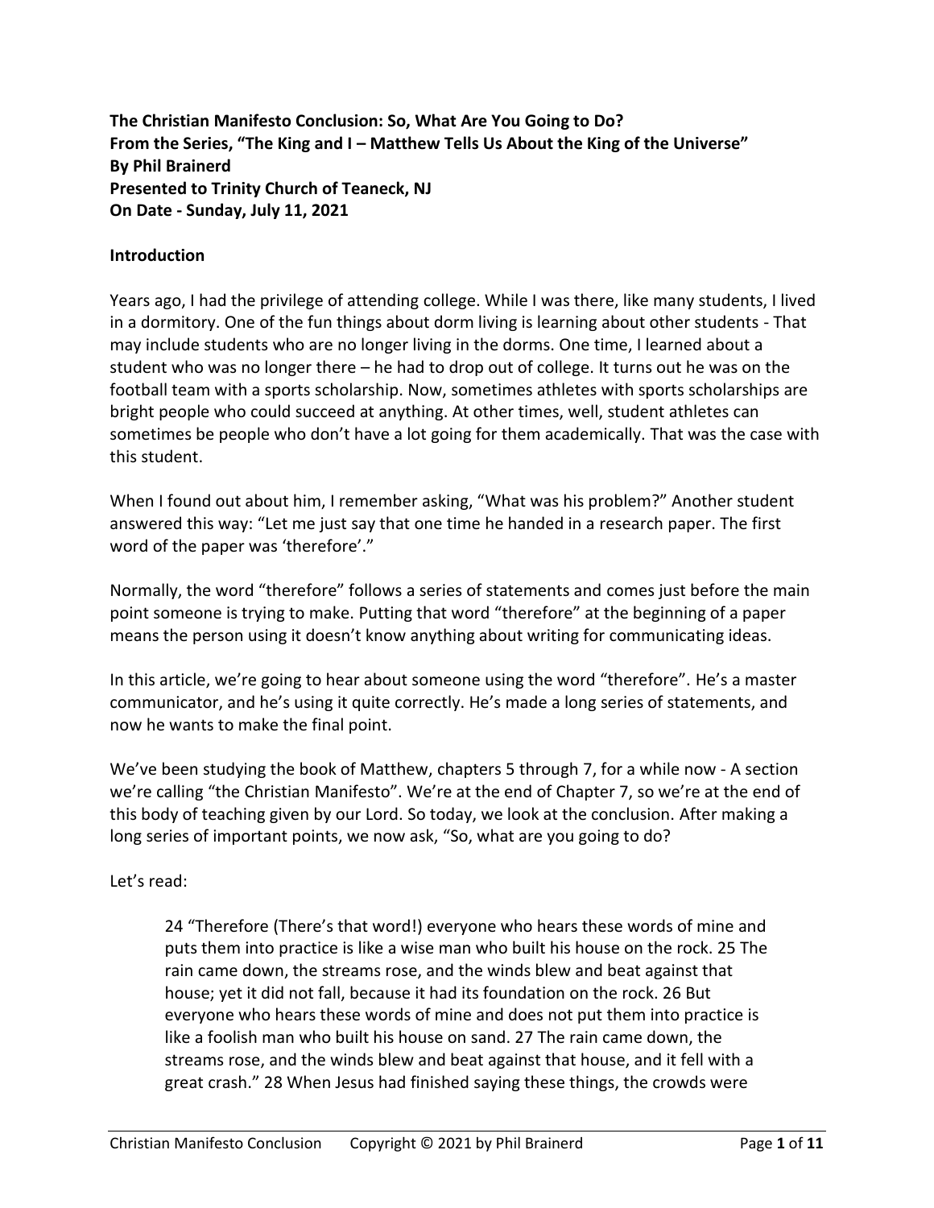**The Christian Manifesto Conclusion: So, What Are You Going to Do?**
**From the Series, "The King and I – Matthew Tells Us About the King of the Universe"**
**By Phil Brainerd**
**Presented to Trinity Church of Teaneck, NJ**
**On Date - Sunday, July 11, 2021**

**Introduction**

Years ago, I had the privilege of attending college. While I was there, like many students, I lived in a dormitory. One of the fun things about dorm living is learning about other students - That may include students who are no longer living in the dorms. One time, I learned about a student who was no longer there – he had to drop out of college. It turns out he was on the football team with a sports scholarship. Now, sometimes athletes with sports scholarships are bright people who could succeed at anything. At other times, well, student athletes can sometimes be people who don't have a lot going for them academically. That was the case with this student.

When I found out about him, I remember asking, "What was his problem?" Another student answered this way: "Let me just say that one time he handed in a research paper. The first word of the paper was 'therefore'."

Normally, the word "therefore" follows a series of statements and comes just before the main point someone is trying to make. Putting that word "therefore" at the beginning of a paper means the person using it doesn't know anything about writing for communicating ideas.

In this article, we're going to hear about someone using the word "therefore". He's a master communicator, and he's using it quite correctly. He's made a long series of statements, and now he wants to make the final point.

We've been studying the book of Matthew, chapters 5 through 7, for a while now - A section we're calling "the Christian Manifesto". We're at the end of Chapter 7, so we're at the end of this body of teaching given by our Lord. So today, we look at the conclusion. After making a long series of important points, we now ask, "So, what are you going to do?

Let's read:

> 24 "Therefore (There's that word!) everyone who hears these words of mine and puts them into practice is like a wise man who built his house on the rock. 25 The rain came down, the streams rose, and the winds blew and beat against that house; yet it did not fall, because it had its foundation on the rock. 26 But everyone who hears these words of mine and does not put them into practice is like a foolish man who built his house on sand. 27 The rain came down, the streams rose, and the winds blew and beat against that house, and it fell with a great crash." 28 When Jesus had finished saying these things, the crowds were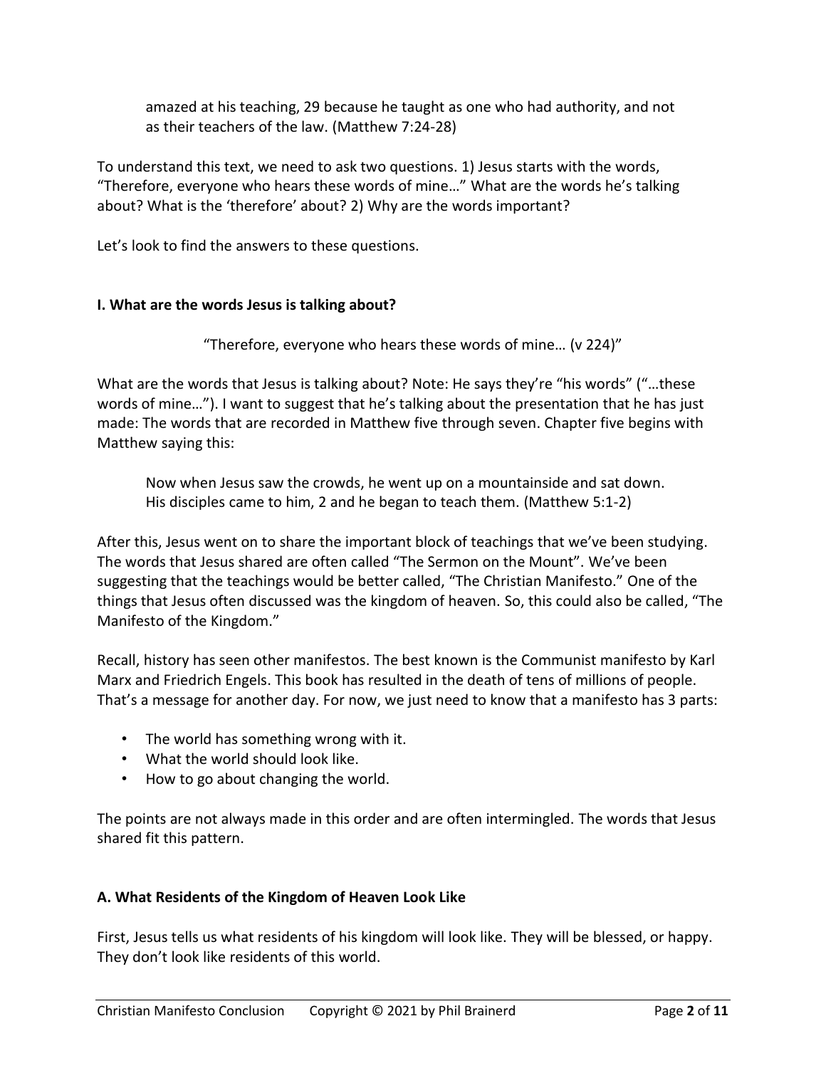> amazed at his teaching, 29 because he taught as one who had authority, and not as their teachers of the law. (Matthew 7:24-28)

To understand this text, we need to ask two questions. 1) Jesus starts with the words, "Therefore, everyone who hears these words of mine…" What are the words he's talking about? What is the 'therefore' about? 2) Why are the words important?

Let's look to find the answers to these questions.

**I. What are the words Jesus is talking about?**

"Therefore, everyone who hears these words of mine… (v 224)"

What are the words that Jesus is talking about? Note: He says they're "his words" ("…these words of mine…"). I want to suggest that he's talking about the presentation that he has just made: The words that are recorded in Matthew five through seven. Chapter five begins with Matthew saying this:

> Now when Jesus saw the crowds, he went up on a mountainside and sat down. His disciples came to him, 2 and he began to teach them. (Matthew 5:1-2)

After this, Jesus went on to share the important block of teachings that we've been studying. The words that Jesus shared are often called "The Sermon on the Mount". We've been suggesting that the teachings would be better called, "The Christian Manifesto." One of the things that Jesus often discussed was the kingdom of heaven. So, this could also be called, "The Manifesto of the Kingdom."

Recall, history has seen other manifestos. The best known is the Communist manifesto by Karl Marx and Friedrich Engels. This book has resulted in the death of tens of millions of people. That's a message for another day. For now, we just need to know that a manifesto has 3 parts:

- The world has something wrong with it.
- What the world should look like.
- How to go about changing the world.

The points are not always made in this order and are often intermingled. The words that Jesus shared fit this pattern.

**A. What Residents of the Kingdom of Heaven Look Like**

First, Jesus tells us what residents of his kingdom will look like. They will be blessed, or happy. They don't look like residents of this world.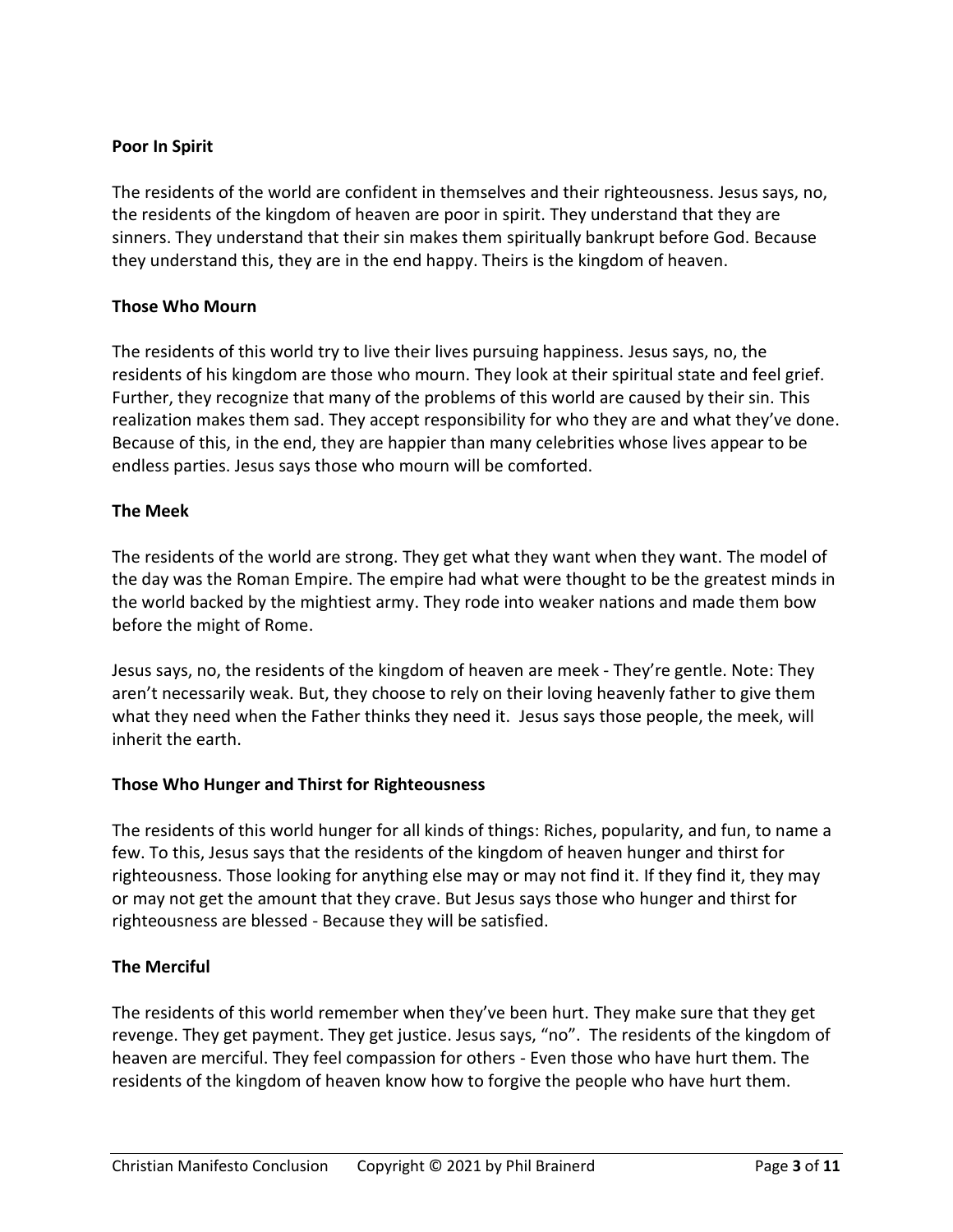**Poor In Spirit**

The residents of the world are confident in themselves and their righteousness. Jesus says, no, the residents of the kingdom of heaven are poor in spirit. They understand that they are sinners. They understand that their sin makes them spiritually bankrupt before God. Because they understand this, they are in the end happy. Theirs is the kingdom of heaven.

**Those Who Mourn**

The residents of this world try to live their lives pursuing happiness. Jesus says, no, the residents of his kingdom are those who mourn. They look at their spiritual state and feel grief. Further, they recognize that many of the problems of this world are caused by their sin. This realization makes them sad. They accept responsibility for who they are and what they've done. Because of this, in the end, they are happier than many celebrities whose lives appear to be endless parties. Jesus says those who mourn will be comforted.

**The Meek**

The residents of the world are strong. They get what they want when they want. The model of the day was the Roman Empire. The empire had what were thought to be the greatest minds in the world backed by the mightiest army. They rode into weaker nations and made them bow before the might of Rome.

Jesus says, no, the residents of the kingdom of heaven are meek - They're gentle. Note: They aren't necessarily weak. But, they choose to rely on their loving heavenly father to give them what they need when the Father thinks they need it. Jesus says those people, the meek, will inherit the earth.

**Those Who Hunger and Thirst for Righteousness**

The residents of this world hunger for all kinds of things: Riches, popularity, and fun, to name a few. To this, Jesus says that the residents of the kingdom of heaven hunger and thirst for righteousness. Those looking for anything else may or may not find it. If they find it, they may or may not get the amount that they crave. But Jesus says those who hunger and thirst for righteousness are blessed - Because they will be satisfied.

**The Merciful**

The residents of this world remember when they've been hurt. They make sure that they get revenge. They get payment. They get justice. Jesus says, "no". The residents of the kingdom of heaven are merciful. They feel compassion for others - Even those who have hurt them. The residents of the kingdom of heaven know how to forgive the people who have hurt them.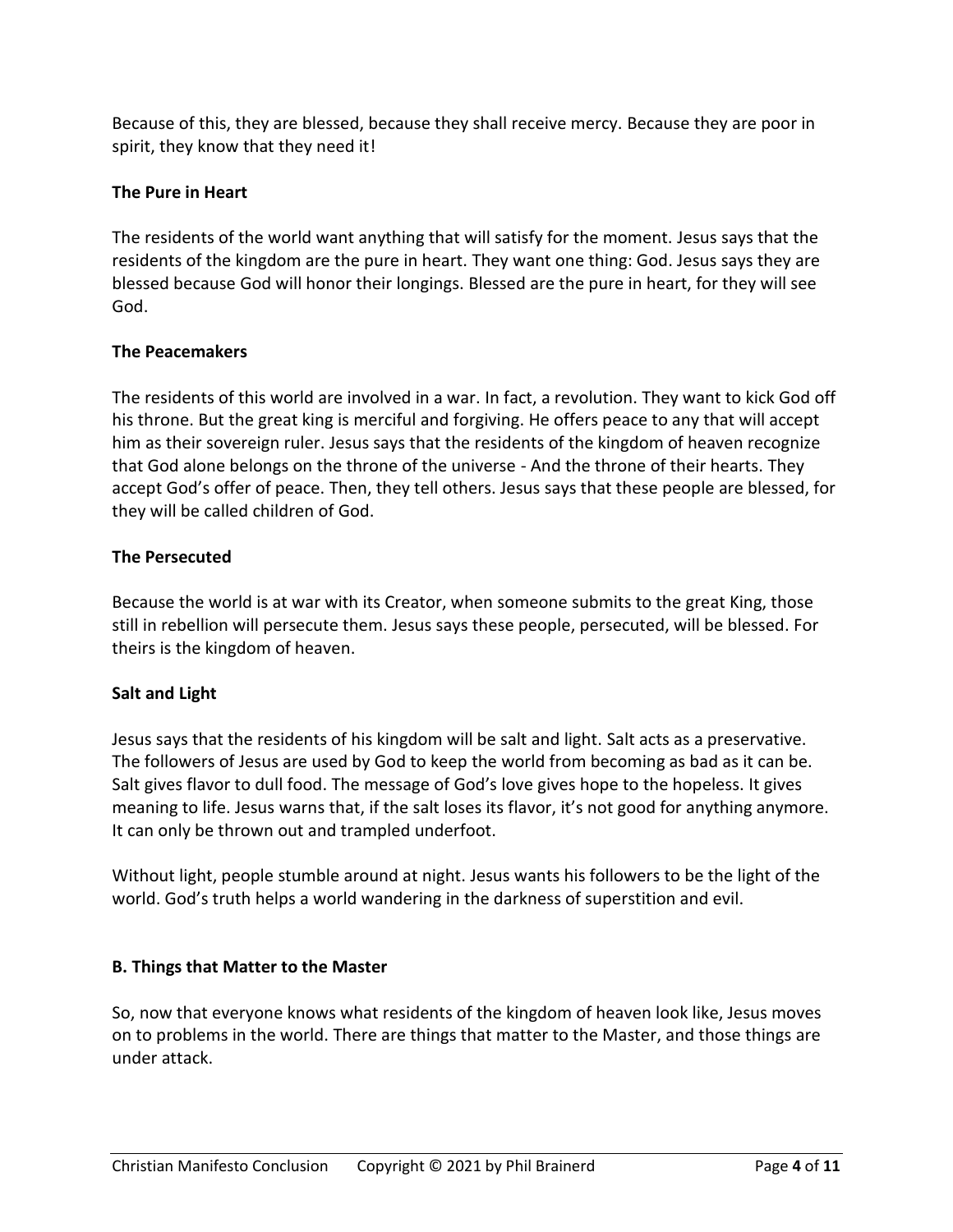Because of this, they are blessed, because they shall receive mercy. Because they are poor in spirit, they know that they need it!

**The Pure in Heart**

The residents of the world want anything that will satisfy for the moment. Jesus says that the residents of the kingdom are the pure in heart. They want one thing: God. Jesus says they are blessed because God will honor their longings. Blessed are the pure in heart, for they will see God.

**The Peacemakers**

The residents of this world are involved in a war. In fact, a revolution. They want to kick God off his throne. But the great king is merciful and forgiving. He offers peace to any that will accept him as their sovereign ruler. Jesus says that the residents of the kingdom of heaven recognize that God alone belongs on the throne of the universe - And the throne of their hearts. They accept God's offer of peace. Then, they tell others. Jesus says that these people are blessed, for they will be called children of God.

**The Persecuted**

Because the world is at war with its Creator, when someone submits to the great King, those still in rebellion will persecute them. Jesus says these people, persecuted, will be blessed. For theirs is the kingdom of heaven.

**Salt and Light**

Jesus says that the residents of his kingdom will be salt and light. Salt acts as a preservative. The followers of Jesus are used by God to keep the world from becoming as bad as it can be. Salt gives flavor to dull food. The message of God's love gives hope to the hopeless. It gives meaning to life. Jesus warns that, if the salt loses its flavor, it's not good for anything anymore. It can only be thrown out and trampled underfoot.

Without light, people stumble around at night. Jesus wants his followers to be the light of the world. God's truth helps a world wandering in the darkness of superstition and evil.

**B. Things that Matter to the Master**

So, now that everyone knows what residents of the kingdom of heaven look like, Jesus moves on to problems in the world. There are things that matter to the Master, and those things are under attack.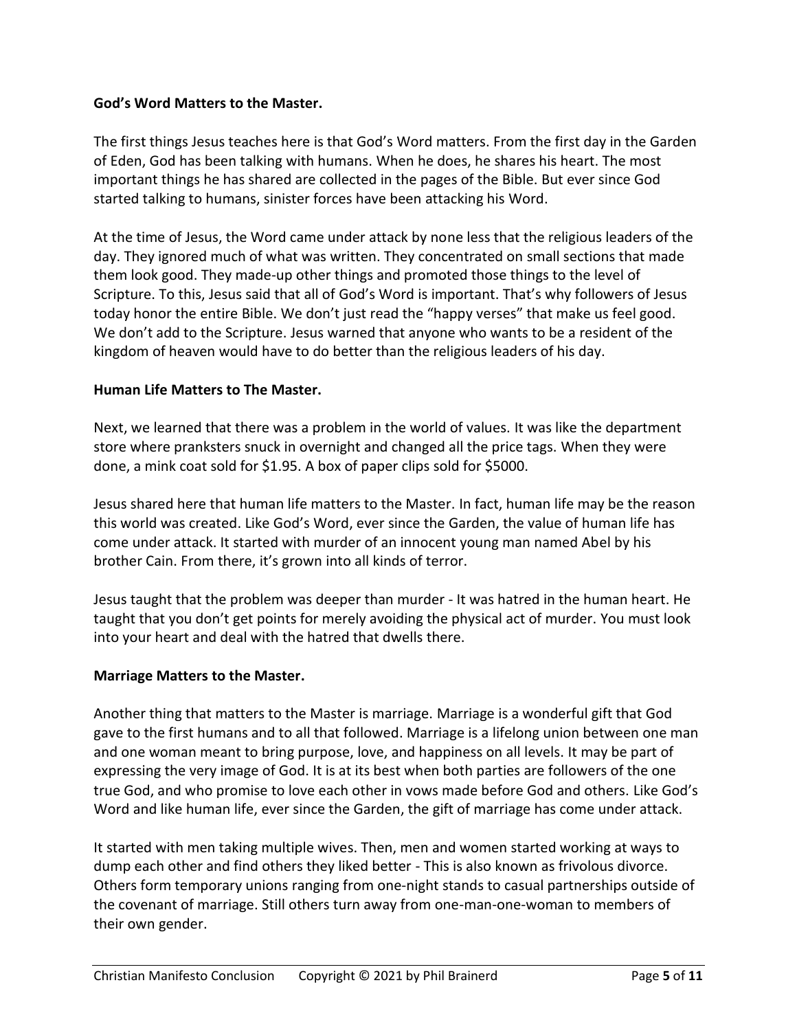**God's Word Matters to the Master.**

The first things Jesus teaches here is that God's Word matters. From the first day in the Garden of Eden, God has been talking with humans. When he does, he shares his heart. The most important things he has shared are collected in the pages of the Bible. But ever since God started talking to humans, sinister forces have been attacking his Word.

At the time of Jesus, the Word came under attack by none less that the religious leaders of the day. They ignored much of what was written. They concentrated on small sections that made them look good. They made-up other things and promoted those things to the level of Scripture. To this, Jesus said that all of God's Word is important. That's why followers of Jesus today honor the entire Bible. We don't just read the "happy verses" that make us feel good. We don't add to the Scripture. Jesus warned that anyone who wants to be a resident of the kingdom of heaven would have to do better than the religious leaders of his day.

**Human Life Matters to The Master.**

Next, we learned that there was a problem in the world of values. It was like the department store where pranksters snuck in overnight and changed all the price tags. When they were done, a mink coat sold for $1.95. A box of paper clips sold for $5000.

Jesus shared here that human life matters to the Master. In fact, human life may be the reason this world was created. Like God's Word, ever since the Garden, the value of human life has come under attack. It started with murder of an innocent young man named Abel by his brother Cain. From there, it's grown into all kinds of terror.

Jesus taught that the problem was deeper than murder - It was hatred in the human heart. He taught that you don't get points for merely avoiding the physical act of murder. You must look into your heart and deal with the hatred that dwells there.

**Marriage Matters to the Master.**

Another thing that matters to the Master is marriage. Marriage is a wonderful gift that God gave to the first humans and to all that followed. Marriage is a lifelong union between one man and one woman meant to bring purpose, love, and happiness on all levels. It may be part of expressing the very image of God. It is at its best when both parties are followers of the one true God, and who promise to love each other in vows made before God and others. Like God's Word and like human life, ever since the Garden, the gift of marriage has come under attack.

It started with men taking multiple wives. Then, men and women started working at ways to dump each other and find others they liked better - This is also known as frivolous divorce. Others form temporary unions ranging from one-night stands to casual partnerships outside of the covenant of marriage. Still others turn away from one-man-one-woman to members of their own gender.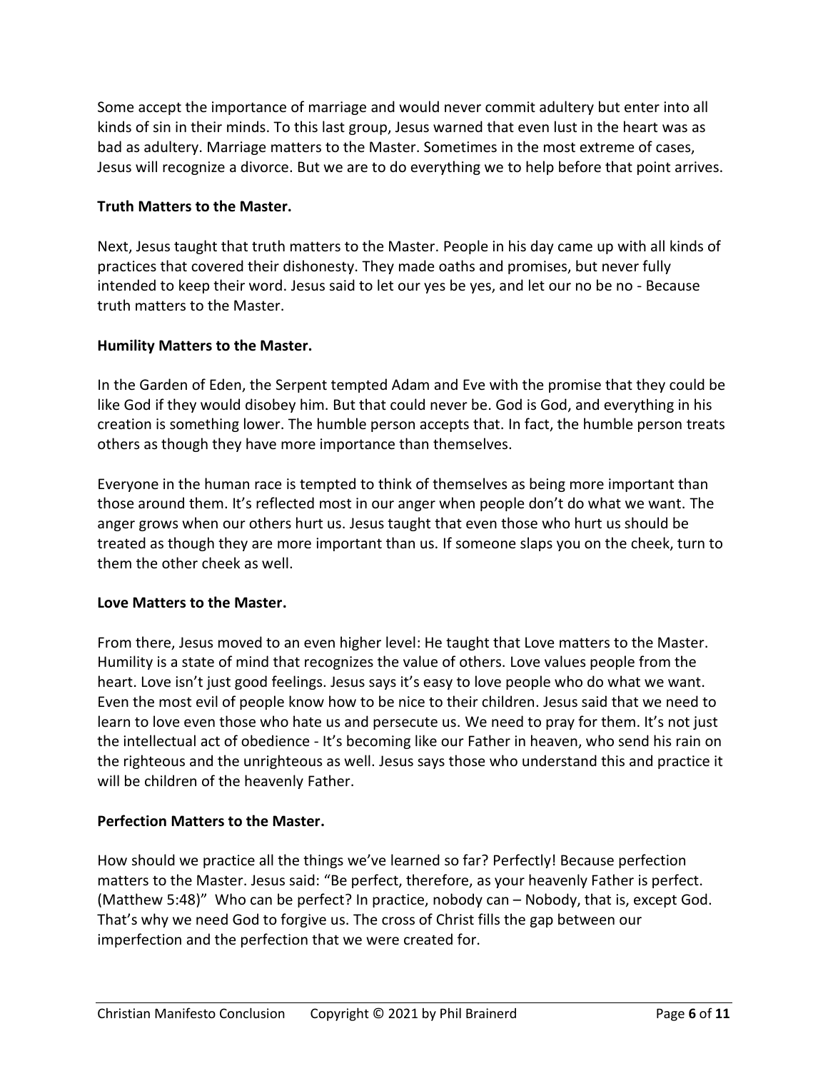Some accept the importance of marriage and would never commit adultery but enter into all kinds of sin in their minds. To this last group, Jesus warned that even lust in the heart was as bad as adultery. Marriage matters to the Master. Sometimes in the most extreme of cases, Jesus will recognize a divorce. But we are to do everything we to help before that point arrives.

**Truth Matters to the Master.**

Next, Jesus taught that truth matters to the Master. People in his day came up with all kinds of practices that covered their dishonesty. They made oaths and promises, but never fully intended to keep their word. Jesus said to let our yes be yes, and let our no be no - Because truth matters to the Master.

**Humility Matters to the Master.**

In the Garden of Eden, the Serpent tempted Adam and Eve with the promise that they could be like God if they would disobey him. But that could never be. God is God, and everything in his creation is something lower. The humble person accepts that. In fact, the humble person treats others as though they have more importance than themselves.

Everyone in the human race is tempted to think of themselves as being more important than those around them. It's reflected most in our anger when people don't do what we want. The anger grows when our others hurt us. Jesus taught that even those who hurt us should be treated as though they are more important than us. If someone slaps you on the cheek, turn to them the other cheek as well.

**Love Matters to the Master.**

From there, Jesus moved to an even higher level: He taught that Love matters to the Master. Humility is a state of mind that recognizes the value of others. Love values people from the heart. Love isn't just good feelings. Jesus says it's easy to love people who do what we want. Even the most evil of people know how to be nice to their children. Jesus said that we need to learn to love even those who hate us and persecute us. We need to pray for them. It's not just the intellectual act of obedience - It's becoming like our Father in heaven, who send his rain on the righteous and the unrighteous as well. Jesus says those who understand this and practice it will be children of the heavenly Father.

**Perfection Matters to the Master.**

How should we practice all the things we've learned so far? Perfectly! Because perfection matters to the Master. Jesus said: "Be perfect, therefore, as your heavenly Father is perfect. (Matthew 5:48)" Who can be perfect? In practice, nobody can – Nobody, that is, except God. That's why we need God to forgive us. The cross of Christ fills the gap between our imperfection and the perfection that we were created for.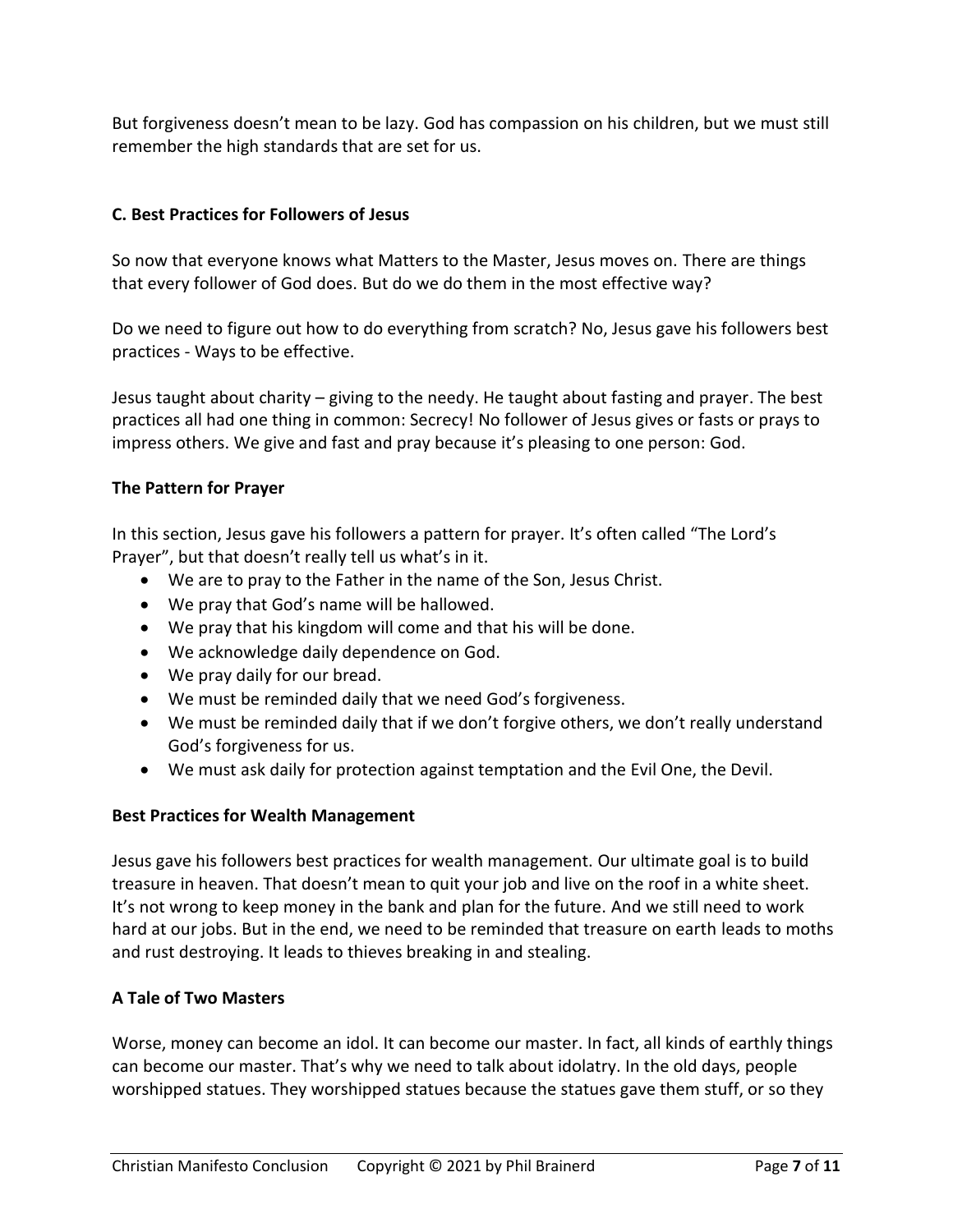But forgiveness doesn't mean to be lazy. God has compassion on his children, but we must still remember the high standards that are set for us.

### C. Best Practices for Followers of Jesus

So now that everyone knows what Matters to the Master, Jesus moves on. There are things that every follower of God does. But do we do them in the most effective way?

Do we need to figure out how to do everything from scratch? No, Jesus gave his followers best practices - Ways to be effective.

Jesus taught about charity – giving to the needy. He taught about fasting and prayer. The best practices all had one thing in common: Secrecy! No follower of Jesus gives or fasts or prays to impress others. We give and fast and pray because it's pleasing to one person: God.

#### The Pattern for Prayer

In this section, Jesus gave his followers a pattern for prayer. It's often called "The Lord's Prayer", but that doesn't really tell us what's in it.

- We are to pray to the Father in the name of the Son, Jesus Christ.
- We pray that God's name will be hallowed.
- We pray that his kingdom will come and that his will be done.
- We acknowledge daily dependence on God.
- We pray daily for our bread.
- We must be reminded daily that we need God's forgiveness.
- We must be reminded daily that if we don't forgive others, we don't really understand God's forgiveness for us.
- We must ask daily for protection against temptation and the Evil One, the Devil.

#### Best Practices for Wealth Management

Jesus gave his followers best practices for wealth management. Our ultimate goal is to build treasure in heaven. That doesn't mean to quit your job and live on the roof in a white sheet. It's not wrong to keep money in the bank and plan for the future. And we still need to work hard at our jobs. But in the end, we need to be reminded that treasure on earth leads to moths and rust destroying. It leads to thieves breaking in and stealing.

#### A Tale of Two Masters

Worse, money can become an idol. It can become our master. In fact, all kinds of earthly things can become our master. That's why we need to talk about idolatry. In the old days, people worshipped statues. They worshipped statues because the statues gave them stuff, or so they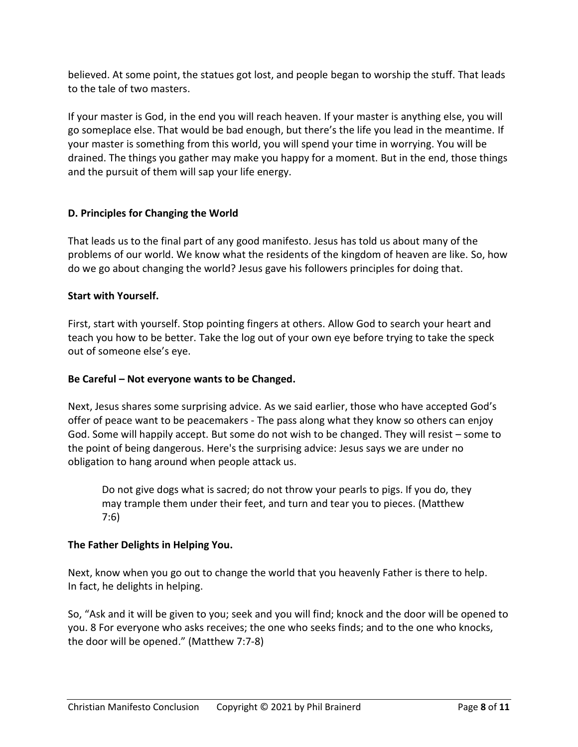believed. At some point, the statues got lost, and people began to worship the stuff. That leads to the tale of two masters.

If your master is God, in the end you will reach heaven. If your master is anything else, you will go someplace else. That would be bad enough, but there's the life you lead in the meantime. If your master is something from this world, you will spend your time in worrying. You will be drained. The things you gather may make you happy for a moment. But in the end, those things and the pursuit of them will sap your life energy.

### D. Principles for Changing the World

That leads us to the final part of any good manifesto. Jesus has told us about many of the problems of our world. We know what the residents of the kingdom of heaven are like. So, how do we go about changing the world? Jesus gave his followers principles for doing that.

#### Start with Yourself.

First, start with yourself. Stop pointing fingers at others. Allow God to search your heart and teach you how to be better. Take the log out of your own eye before trying to take the speck out of someone else's eye.

#### Be Careful – Not everyone wants to be Changed.

Next, Jesus shares some surprising advice. As we said earlier, those who have accepted God's offer of peace want to be peacemakers - The pass along what they know so others can enjoy God. Some will happily accept. But some do not wish to be changed. They will resist – some to the point of being dangerous. Here's the surprising advice: Jesus says we are under no obligation to hang around when people attack us.

> Do not give dogs what is sacred; do not throw your pearls to pigs. If you do, they may trample them under their feet, and turn and tear you to pieces. (Matthew 7:6)

#### The Father Delights in Helping You.

Next, know when you go out to change the world that you heavenly Father is there to help. In fact, he delights in helping.

So, "Ask and it will be given to you; seek and you will find; knock and the door will be opened to you. 8 For everyone who asks receives; the one who seeks finds; and to the one who knocks, the door will be opened." (Matthew 7:7-8)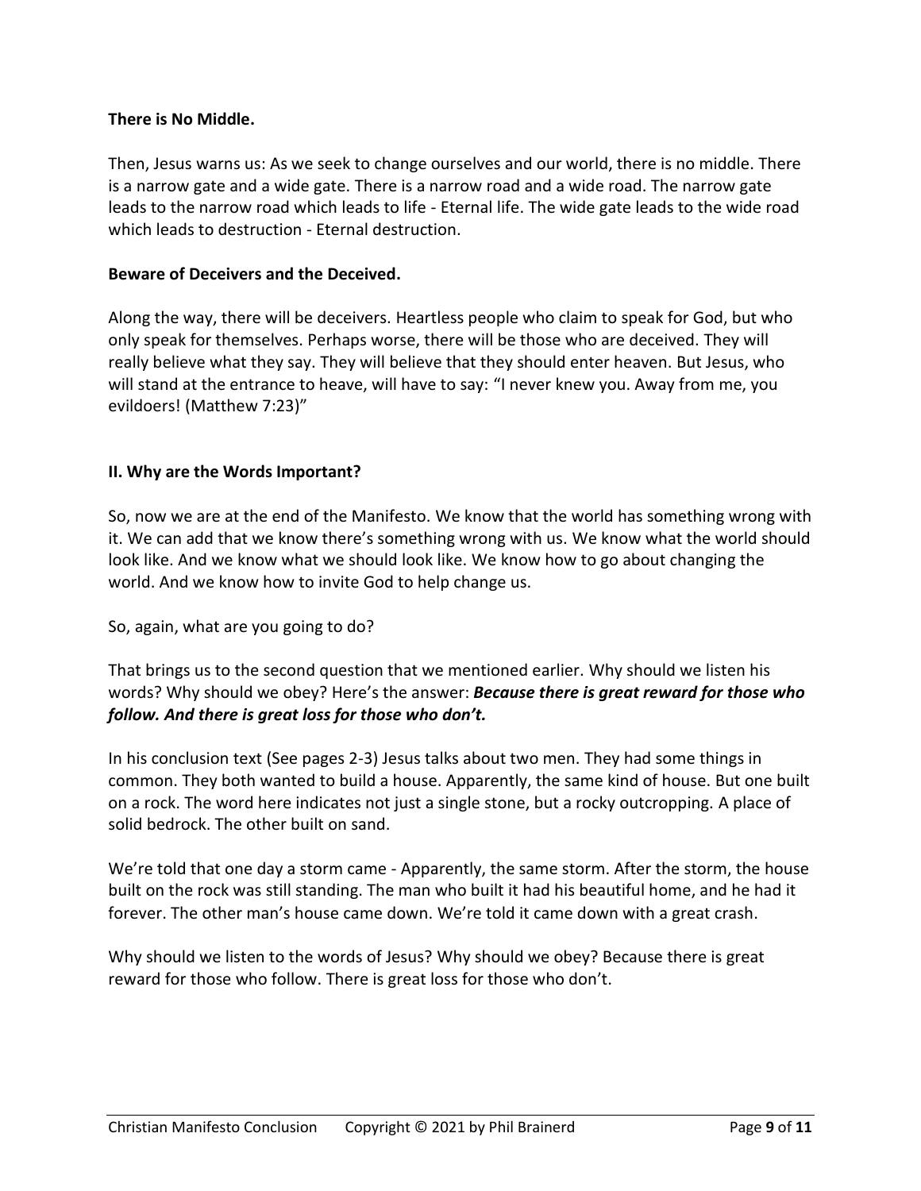**There is No Middle.**

Then, Jesus warns us: As we seek to change ourselves and our world, there is no middle. There is a narrow gate and a wide gate. There is a narrow road and a wide road. The narrow gate leads to the narrow road which leads to life - Eternal life. The wide gate leads to the wide road which leads to destruction - Eternal destruction.

**Beware of Deceivers and the Deceived.**

Along the way, there will be deceivers. Heartless people who claim to speak for God, but who only speak for themselves. Perhaps worse, there will be those who are deceived. They will really believe what they say. They will believe that they should enter heaven. But Jesus, who will stand at the entrance to heave, will have to say: "I never knew you. Away from me, you evildoers! (Matthew 7:23)"

## II. Why are the Words Important?

So, now we are at the end of the Manifesto. We know that the world has something wrong with it. We can add that we know there's something wrong with us. We know what the world should look like. And we know what we should look like. We know how to go about changing the world. And we know how to invite God to help change us.

So, again, what are you going to do?

That brings us to the second question that we mentioned earlier. Why should we listen his words? Why should we obey? Here's the answer: ***Because there is great reward for those who follow. And there is great loss for those who don't.***

In his conclusion text (See pages 2-3) Jesus talks about two men. They had some things in common. They both wanted to build a house. Apparently, the same kind of house. But one built on a rock. The word here indicates not just a single stone, but a rocky outcropping. A place of solid bedrock. The other built on sand.

We're told that one day a storm came - Apparently, the same storm. After the storm, the house built on the rock was still standing. The man who built it had his beautiful home, and he had it forever. The other man's house came down. We're told it came down with a great crash.

Why should we listen to the words of Jesus? Why should we obey? Because there is great reward for those who follow. There is great loss for those who don't.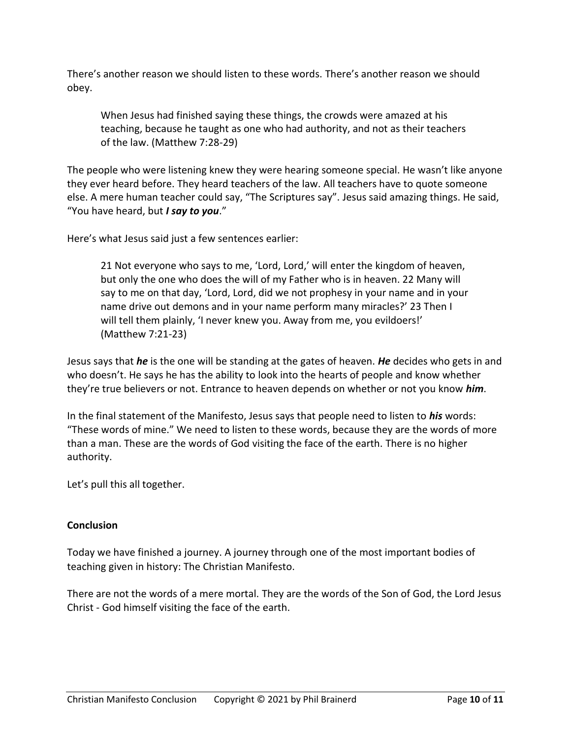There's another reason we should listen to these words. There's another reason we should obey.

> When Jesus had finished saying these things, the crowds were amazed at his teaching, because he taught as one who had authority, and not as their teachers of the law. (Matthew 7:28-29)

The people who were listening knew they were hearing someone special. He wasn't like anyone they ever heard before. They heard teachers of the law. All teachers have to quote someone else. A mere human teacher could say, "The Scriptures say". Jesus said amazing things. He said, "You have heard, but ***I say to you***."

Here's what Jesus said just a few sentences earlier:

> 21 Not everyone who says to me, 'Lord, Lord,' will enter the kingdom of heaven, but only the one who does the will of my Father who is in heaven. 22 Many will say to me on that day, 'Lord, Lord, did we not prophesy in your name and in your name drive out demons and in your name perform many miracles?' 23 Then I will tell them plainly, 'I never knew you. Away from me, you evildoers!' (Matthew 7:21-23)

Jesus says that ***he*** is the one will be standing at the gates of heaven. ***He*** decides who gets in and who doesn't. He says he has the ability to look into the hearts of people and know whether they're true believers or not. Entrance to heaven depends on whether or not you know ***him***.

In the final statement of the Manifesto, Jesus says that people need to listen to ***his*** words: "These words of mine." We need to listen to these words, because they are the words of more than a man. These are the words of God visiting the face of the earth. There is no higher authority.

Let's pull this all together.

**Conclusion**

Today we have finished a journey. A journey through one of the most important bodies of teaching given in history: The Christian Manifesto.

There are not the words of a mere mortal. They are the words of the Son of God, the Lord Jesus Christ - God himself visiting the face of the earth.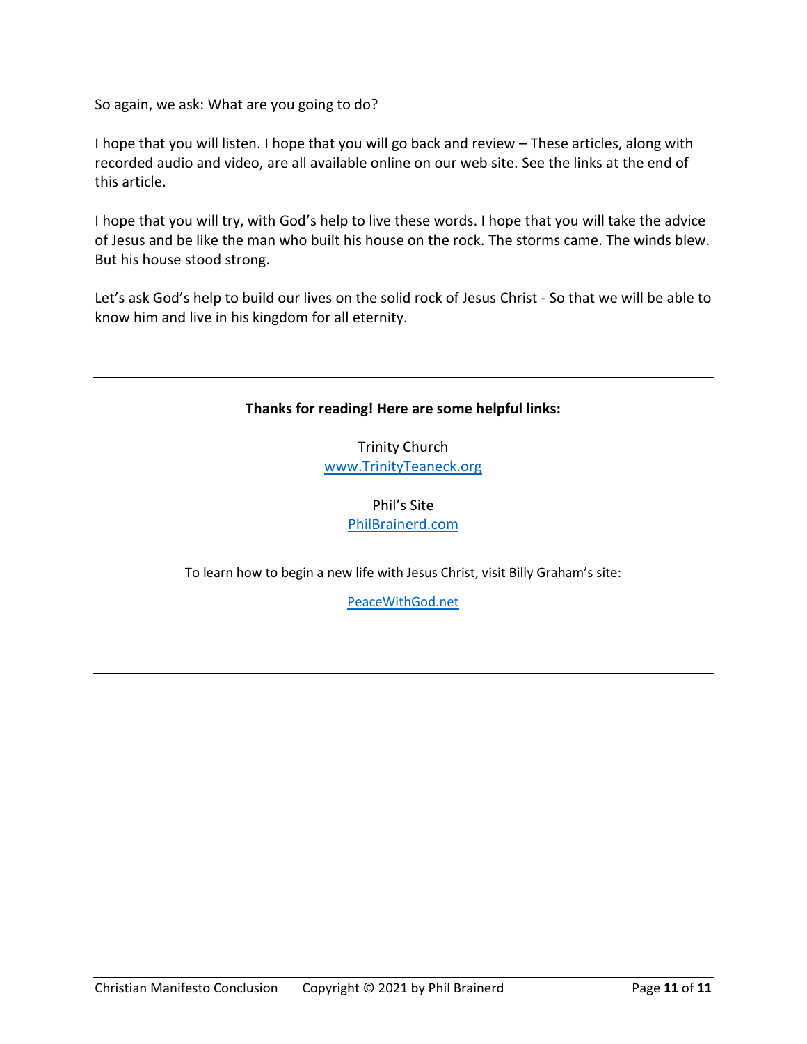So again, we ask: What are you going to do?

I hope that you will listen. I hope that you will go back and review – These articles, along with recorded audio and video, are all available online on our web site. See the links at the end of this article.

I hope that you will try, with God's help to live these words. I hope that you will take the advice of Jesus and be like the man who built his house on the rock. The storms came. The winds blew. But his house stood strong.

Let's ask God's help to build our lives on the solid rock of Jesus Christ - So that we will be able to know him and live in his kingdom for all eternity.

---

**Thanks for reading! Here are some helpful links:**

Trinity Church
www.TrinityTeaneck.org

Phil's Site
PhilBrainerd.com

To learn how to begin a new life with Jesus Christ, visit Billy Graham's site:

PeaceWithGod.net

---